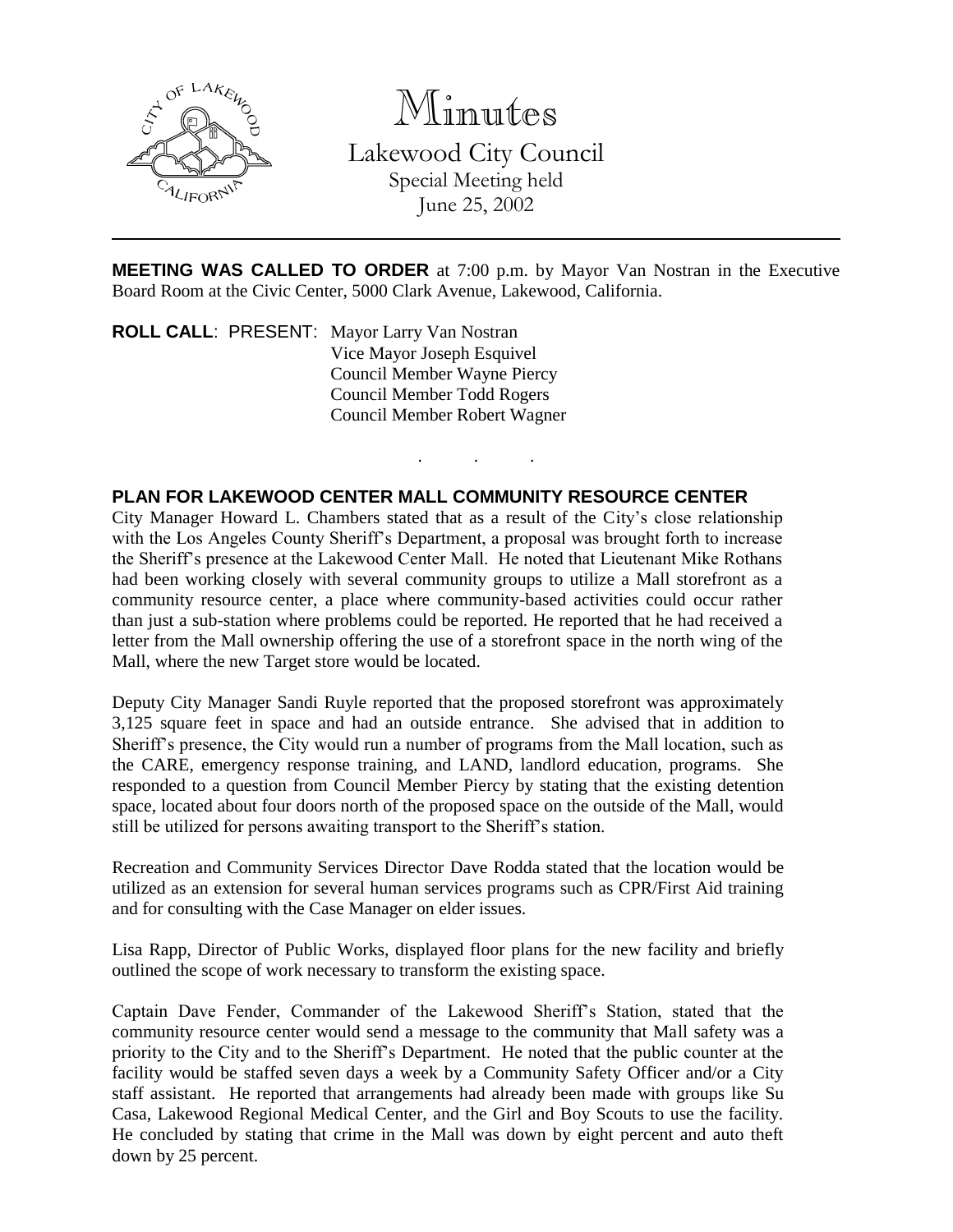# Minutes

Lakewood City Council
Special Meeting held
June 25, 2002

---

**MEETING WAS CALLED TO ORDER** at 7:00 p.m. by Mayor Van Nostran in the Executive Board Room at the Civic Center, 5000 Clark Avenue, Lakewood, California.

**ROLL CALL**: PRESENT: Mayor Larry Van Nostran
Vice Mayor Joseph Esquivel
Council Member Wayne Piercy
Council Member Todd Rogers
Council Member Robert Wagner

. . .

**PLAN FOR LAKEWOOD CENTER MALL COMMUNITY RESOURCE CENTER**

City Manager Howard L. Chambers stated that as a result of the City's close relationship with the Los Angeles County Sheriff's Department, a proposal was brought forth to increase the Sheriff's presence at the Lakewood Center Mall. He noted that Lieutenant Mike Rothans had been working closely with several community groups to utilize a Mall storefront as a community resource center, a place where community-based activities could occur rather than just a sub-station where problems could be reported. He reported that he had received a letter from the Mall ownership offering the use of a storefront space in the north wing of the Mall, where the new Target store would be located.

Deputy City Manager Sandi Ruyle reported that the proposed storefront was approximately 3,125 square feet in space and had an outside entrance. She advised that in addition to Sheriff's presence, the City would run a number of programs from the Mall location, such as the CARE, emergency response training, and LAND, landlord education, programs. She responded to a question from Council Member Piercy by stating that the existing detention space, located about four doors north of the proposed space on the outside of the Mall, would still be utilized for persons awaiting transport to the Sheriff's station.

Recreation and Community Services Director Dave Rodda stated that the location would be utilized as an extension for several human services programs such as CPR/First Aid training and for consulting with the Case Manager on elder issues.

Lisa Rapp, Director of Public Works, displayed floor plans for the new facility and briefly outlined the scope of work necessary to transform the existing space.

Captain Dave Fender, Commander of the Lakewood Sheriff's Station, stated that the community resource center would send a message to the community that Mall safety was a priority to the City and to the Sheriff's Department. He noted that the public counter at the facility would be staffed seven days a week by a Community Safety Officer and/or a City staff assistant. He reported that arrangements had already been made with groups like Su Casa, Lakewood Regional Medical Center, and the Girl and Boy Scouts to use the facility. He concluded by stating that crime in the Mall was down by eight percent and auto theft down by 25 percent.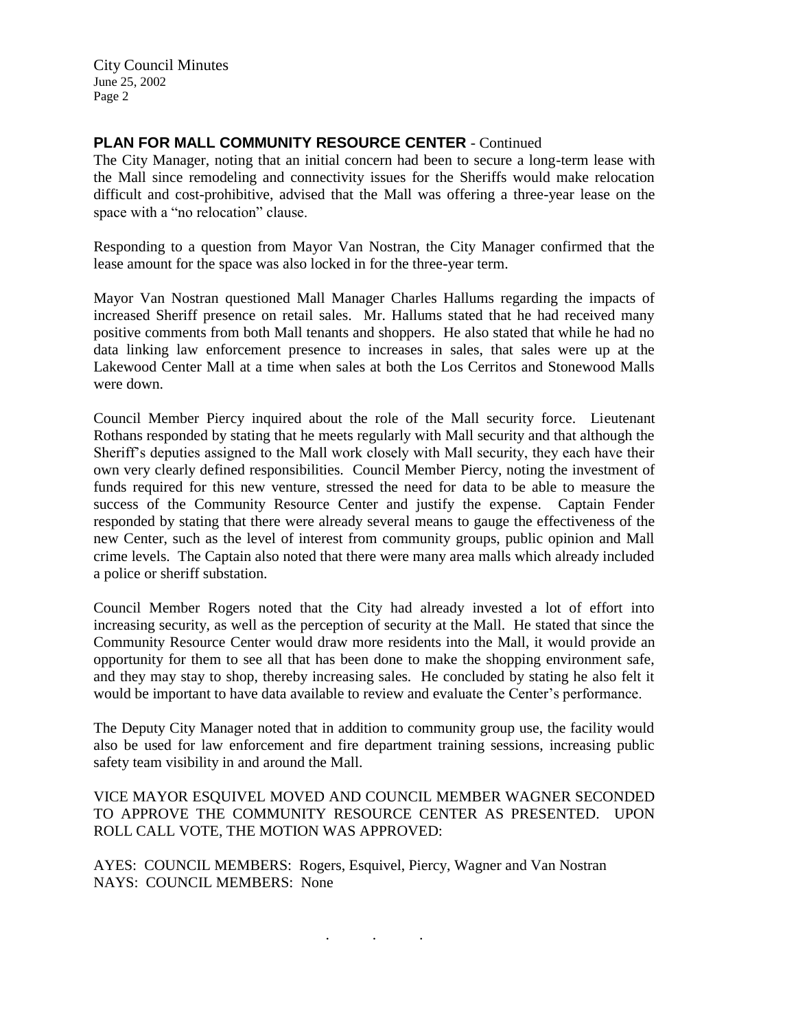**PLAN FOR MALL COMMUNITY RESOURCE CENTER** - Continued

The City Manager, noting that an initial concern had been to secure a long-term lease with the Mall since remodeling and connectivity issues for the Sheriffs would make relocation difficult and cost-prohibitive, advised that the Mall was offering a three-year lease on the space with a "no relocation" clause.

Responding to a question from Mayor Van Nostran, the City Manager confirmed that the lease amount for the space was also locked in for the three-year term.

Mayor Van Nostran questioned Mall Manager Charles Hallums regarding the impacts of increased Sheriff presence on retail sales. Mr. Hallums stated that he had received many positive comments from both Mall tenants and shoppers. He also stated that while he had no data linking law enforcement presence to increases in sales, that sales were up at the Lakewood Center Mall at a time when sales at both the Los Cerritos and Stonewood Malls were down.

Council Member Piercy inquired about the role of the Mall security force. Lieutenant Rothans responded by stating that he meets regularly with Mall security and that although the Sheriff's deputies assigned to the Mall work closely with Mall security, they each have their own very clearly defined responsibilities. Council Member Piercy, noting the investment of funds required for this new venture, stressed the need for data to be able to measure the success of the Community Resource Center and justify the expense. Captain Fender responded by stating that there were already several means to gauge the effectiveness of the new Center, such as the level of interest from community groups, public opinion and Mall crime levels. The Captain also noted that there were many area malls which already included a police or sheriff substation.

Council Member Rogers noted that the City had already invested a lot of effort into increasing security, as well as the perception of security at the Mall. He stated that since the Community Resource Center would draw more residents into the Mall, it would provide an opportunity for them to see all that has been done to make the shopping environment safe, and they may stay to shop, thereby increasing sales. He concluded by stating he also felt it would be important to have data available to review and evaluate the Center's performance.

The Deputy City Manager noted that in addition to community group use, the facility would also be used for law enforcement and fire department training sessions, increasing public safety team visibility in and around the Mall.

VICE MAYOR ESQUIVEL MOVED AND COUNCIL MEMBER WAGNER SECONDED TO APPROVE THE COMMUNITY RESOURCE CENTER AS PRESENTED. UPON ROLL CALL VOTE, THE MOTION WAS APPROVED:

AYES: COUNCIL MEMBERS: Rogers, Esquivel, Piercy, Wagner and Van Nostran
NAYS: COUNCIL MEMBERS: None

. . .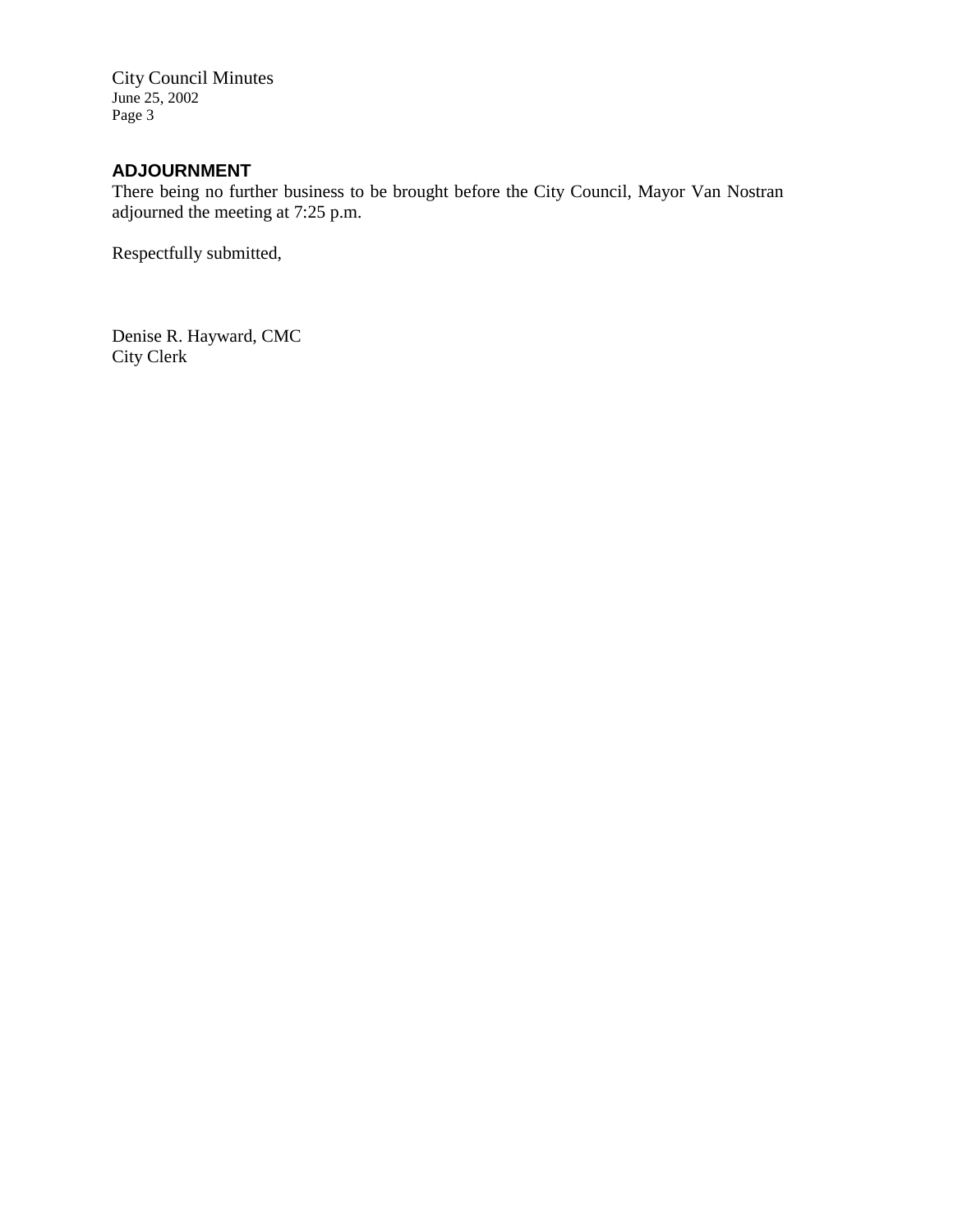## ADJOURNMENT

There being no further business to be brought before the City Council, Mayor Van Nostran adjourned the meeting at 7:25 p.m.

Respectfully submitted,

Denise R. Hayward, CMC
City Clerk